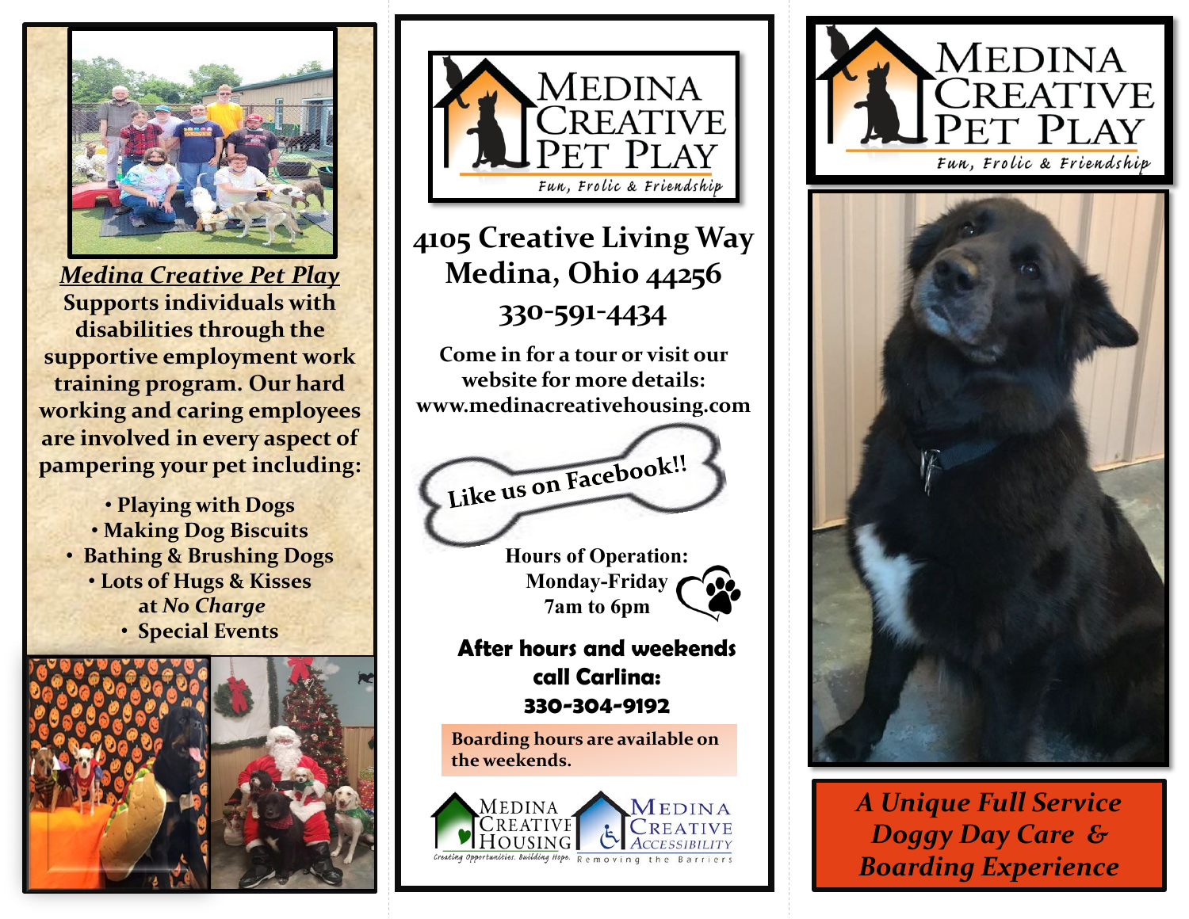***Medina Creative Pet Play***

**Supports individuals with disabilities through the supportive employment work training program. Our hard working and caring employees are involved in every aspect of pampering your pet including:**

- **Playing with Dogs**
- **Making Dog Biscuits**
- **Bathing & Brushing Dogs**
- **Lots of Hugs & Kisses at *No Charge***
- **Special Events**

# Medina Creative Pet Play

*Fun, Frolic & Friendship*

## 4105 Creative Living Way
## Medina, Ohio 44256
## 330-591-4434

**Come in for a tour or visit our website for more details: www.medinacreativehousing.com**

**Like us on Facebook!!**

**Hours of Operation:**
**Monday-Friday**
**7am to 6pm**

**After hours and weekends call Carlina:**
**330-304-9192**

**Boarding hours are available on the weekends.**

Medina Creative Housing — *Creating Opportunities. Building Hope.*

Medina Creative Accessibility — Removing the Barriers

# Medina Creative Pet Play

*Fun, Frolic & Friendship*

***A Unique Full Service Doggy Day Care & Boarding Experience***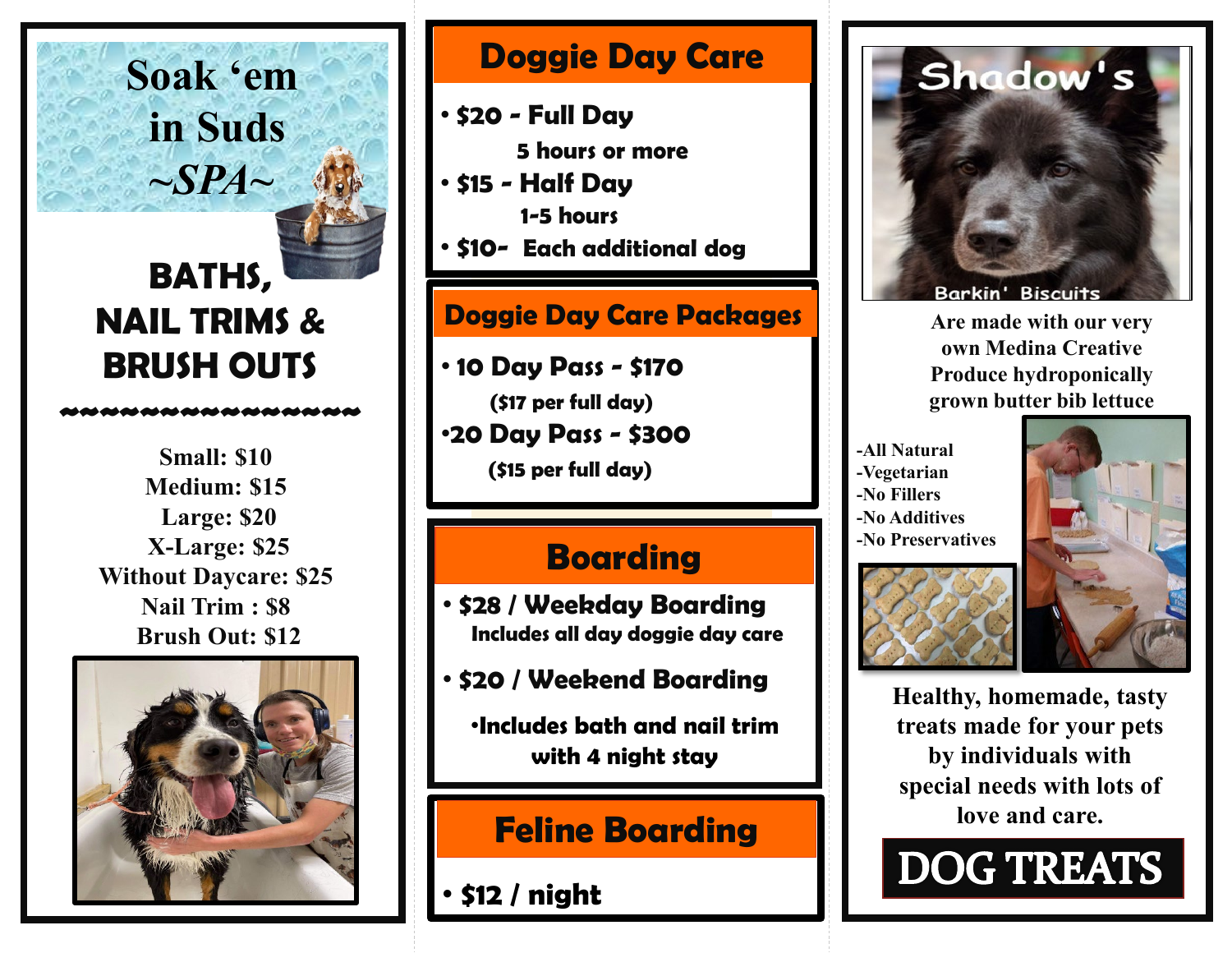# Soak 'em in Suds ~SPA~

## BATHS, NAIL TRIMS & BRUSH OUTS

~~~~~~~~~~~~~~~~

Small: $10
Medium: $15
Large: $20
X-Large: $25
Without Daycare: $25
Nail Trim : $8
Brush Out: $12

## Doggie Day Care

- $20 - Full Day
  5 hours or more
- $15 - Half Day
  1-5 hours
- $10- Each additional dog

## Doggie Day Care Packages

- 10 Day Pass - $170
  ($17 per full day)
- 20 Day Pass - $300
  ($15 per full day)

## Boarding

- $28 / Weekday Boarding
  Includes all day doggie day care
- $20 / Weekend Boarding
- Includes bath and nail trim with 4 night stay

## Feline Boarding

- $12 / night

## Shadow's Barkin' Biscuits

Are made with our very own Medina Creative Produce hydroponically grown butter bib lettuce

-All Natural
-Vegetarian
-No Fillers
-No Additives
-No Preservatives

Healthy, homemade, tasty treats made for your pets by individuals with special needs with lots of love and care.

## DOG TREATS